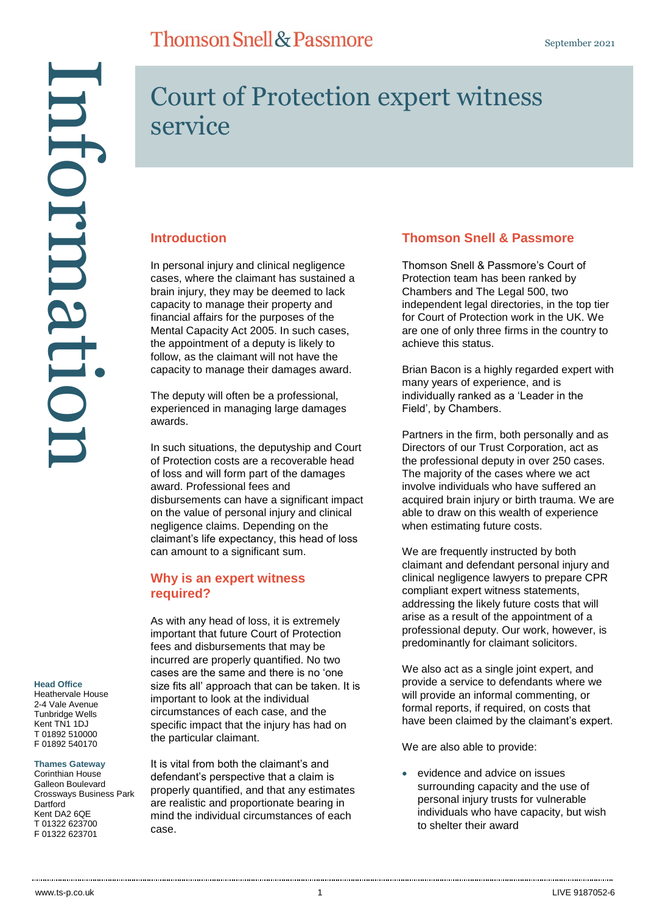Thomson Snell & Passmore

September 2021

Information

# Court of Protection expert witness service

## Introduction

In personal injury and clinical negligence cases, where the claimant has sustained a brain injury, they may be deemed to lack capacity to manage their property and financial affairs for the purposes of the Mental Capacity Act 2005. In such cases, the appointment of a deputy is likely to follow, as the claimant will not have the capacity to manage their damages award.

The deputy will often be a professional, experienced in managing large damages awards.

In such situations, the deputyship and Court of Protection costs are a recoverable head of loss and will form part of the damages award. Professional fees and disbursements can have a significant impact on the value of personal injury and clinical negligence claims. Depending on the claimant's life expectancy, this head of loss can amount to a significant sum.

## Why is an expert witness required?

As with any head of loss, it is extremely important that future Court of Protection fees and disbursements that may be incurred are properly quantified. No two cases are the same and there is no 'one size fits all' approach that can be taken. It is important to look at the individual circumstances of each case, and the specific impact that the injury has had on the particular claimant.

It is vital from both the claimant's and defendant's perspective that a claim is properly quantified, and that any estimates are realistic and proportionate bearing in mind the individual circumstances of each case.

## Thomson Snell & Passmore

Thomson Snell & Passmore's Court of Protection team has been ranked by Chambers and The Legal 500, two independent legal directories, in the top tier for Court of Protection work in the UK. We are one of only three firms in the country to achieve this status.

Brian Bacon is a highly regarded expert with many years of experience, and is individually ranked as a 'Leader in the Field', by Chambers.

Partners in the firm, both personally and as Directors of our Trust Corporation, act as the professional deputy in over 250 cases. The majority of the cases where we act involve individuals who have suffered an acquired brain injury or birth trauma. We are able to draw on this wealth of experience when estimating future costs.

We are frequently instructed by both claimant and defendant personal injury and clinical negligence lawyers to prepare CPR compliant expert witness statements, addressing the likely future costs that will arise as a result of the appointment of a professional deputy. Our work, however, is predominantly for claimant solicitors.

We also act as a single joint expert, and provide a service to defendants where we will provide an informal commenting, or formal reports, if required, on costs that have been claimed by the claimant's expert.

We are also able to provide:

- evidence and advice on issues surrounding capacity and the use of personal injury trusts for vulnerable individuals who have capacity, but wish to shelter their award

**Head Office**
Heathervale House
2-4 Vale Avenue
Tunbridge Wells
Kent TN1 1DJ
T 01892 510000
F 01892 540170

**Thames Gateway**
Corinthian House
Galleon Boulevard
Crossways Business Park
Dartford
Kent DA2 6QE
T 01322 623700
F 01322 623701

www.ts-p.co.uk

LIVE 9187052-6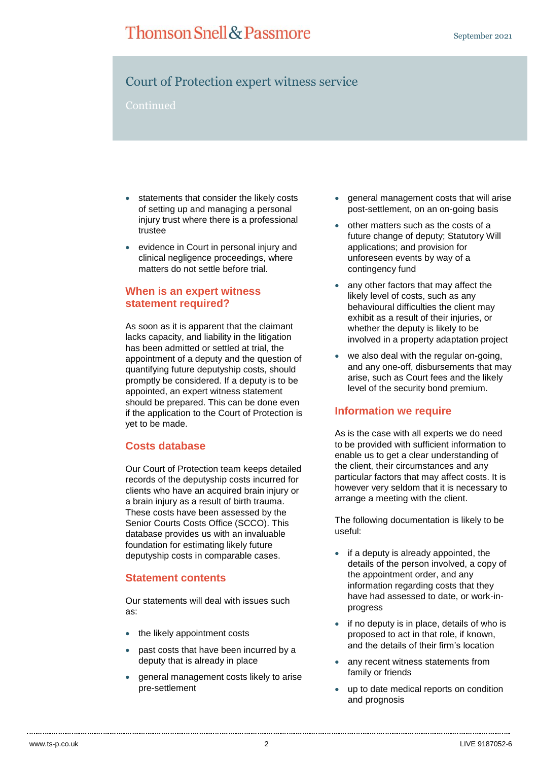- statements that consider the likely costs of setting up and managing a personal injury trust where there is a professional trustee
- evidence in Court in personal injury and clinical negligence proceedings, where matters do not settle before trial.

## When is an expert witness statement required?

As soon as it is apparent that the claimant lacks capacity, and liability in the litigation has been admitted or settled at trial, the appointment of a deputy and the question of quantifying future deputyship costs, should promptly be considered. If a deputy is to be appointed, an expert witness statement should be prepared. This can be done even if the application to the Court of Protection is yet to be made.

## Costs database

Our Court of Protection team keeps detailed records of the deputyship costs incurred for clients who have an acquired brain injury or a brain injury as a result of birth trauma. These costs have been assessed by the Senior Courts Costs Office (SCCO). This database provides us with an invaluable foundation for estimating likely future deputyship costs in comparable cases.

## Statement contents

Our statements will deal with issues such as:

- the likely appointment costs
- past costs that have been incurred by a deputy that is already in place
- general management costs likely to arise pre-settlement
- general management costs that will arise post-settlement, on an on-going basis
- other matters such as the costs of a future change of deputy; Statutory Will applications; and provision for unforeseen events by way of a contingency fund
- any other factors that may affect the likely level of costs, such as any behavioural difficulties the client may exhibit as a result of their injuries, or whether the deputy is likely to be involved in a property adaptation project
- we also deal with the regular on-going, and any one-off, disbursements that may arise, such as Court fees and the likely level of the security bond premium.

## Information we require

As is the case with all experts we do need to be provided with sufficient information to enable us to get a clear understanding of the client, their circumstances and any particular factors that may affect costs. It is however very seldom that it is necessary to arrange a meeting with the client.

The following documentation is likely to be useful:

- if a deputy is already appointed, the details of the person involved, a copy of the appointment order, and any information regarding costs that they have had assessed to date, or work-in-progress
- if no deputy is in place, details of who is proposed to act in that role, if known, and the details of their firm's location
- any recent witness statements from family or friends
- up to date medical reports on condition and prognosis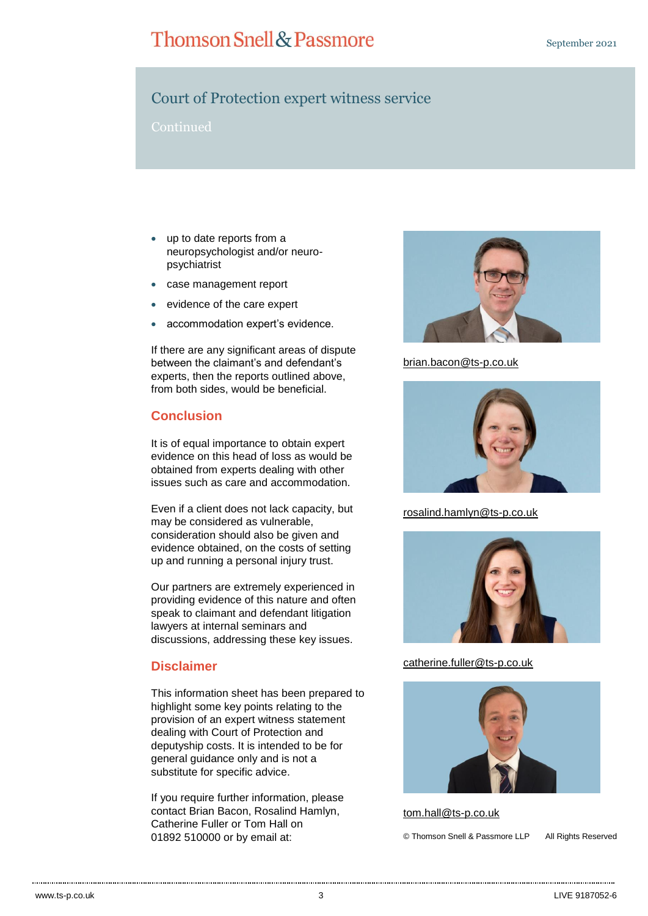## Court of Protection expert witness service

Continued

- up to date reports from a neuropsychologist and/or neuro-psychiatrist
- case management report
- evidence of the care expert
- accommodation expert's evidence.

If there are any significant areas of dispute between the claimant's and defendant's experts, then the reports outlined above, from both sides, would be beneficial.

### Conclusion

It is of equal importance to obtain expert evidence on this head of loss as would be obtained from experts dealing with other issues such as care and accommodation.

Even if a client does not lack capacity, but may be considered as vulnerable, consideration should also be given and evidence obtained, on the costs of setting up and running a personal injury trust.

Our partners are extremely experienced in providing evidence of this nature and often speak to claimant and defendant litigation lawyers at internal seminars and discussions, addressing these key issues.

### Disclaimer

This information sheet has been prepared to highlight some key points relating to the provision of an expert witness statement dealing with Court of Protection and deputyship costs. It is intended to be for general guidance only and is not a substitute for specific advice.

If you require further information, please contact Brian Bacon, Rosalind Hamlyn, Catherine Fuller or Tom Hall on 01892 510000 or by email at:

brian.bacon@ts-p.co.uk

rosalind.hamlyn@ts-p.co.uk

catherine.fuller@ts-p.co.uk

tom.hall@ts-p.co.uk

© Thomson Snell & Passmore LLP All Rights Reserved